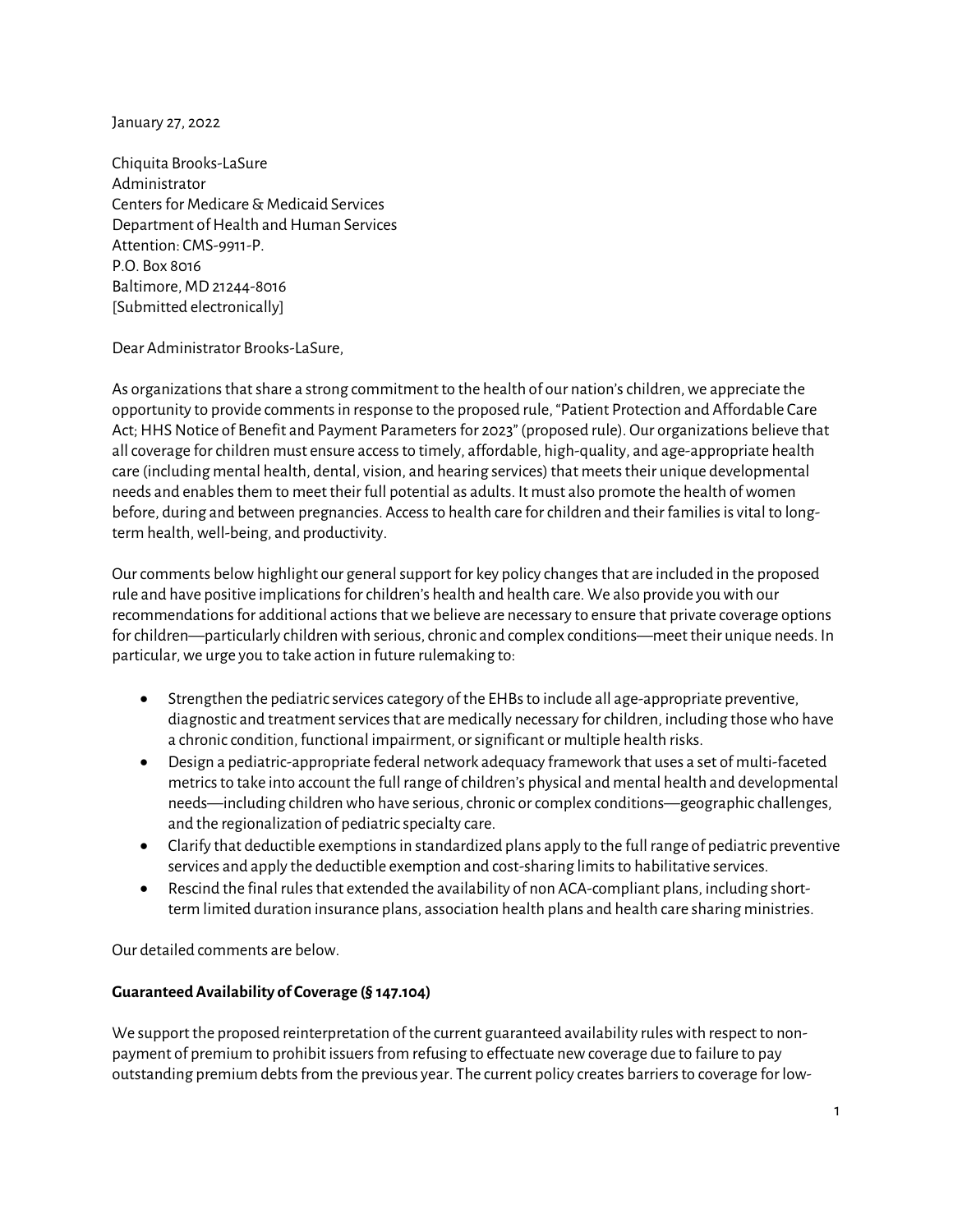January 27, 2022

Chiquita Brooks-LaSure
Administrator
Centers for Medicare & Medicaid Services
Department of Health and Human Services
Attention: CMS-9911-P.
P.O. Box 8016
Baltimore, MD 21244-8016
[Submitted electronically]

Dear Administrator Brooks-LaSure,

As organizations that share a strong commitment to the health of our nation's children, we appreciate the opportunity to provide comments in response to the proposed rule, "Patient Protection and Affordable Care Act; HHS Notice of Benefit and Payment Parameters for 2023" (proposed rule). Our organizations believe that all coverage for children must ensure access to timely, affordable, high-quality, and age-appropriate health care (including mental health, dental, vision, and hearing services) that meets their unique developmental needs and enables them to meet their full potential as adults. It must also promote the health of women before, during and between pregnancies. Access to health care for children and their families is vital to long-term health, well-being, and productivity.

Our comments below highlight our general support for key policy changes that are included in the proposed rule and have positive implications for children's health and health care. We also provide you with our recommendations for additional actions that we believe are necessary to ensure that private coverage options for children—particularly children with serious, chronic and complex conditions—meet their unique needs. In particular, we urge you to take action in future rulemaking to:

- Strengthen the pediatric services category of the EHBs to include all age-appropriate preventive, diagnostic and treatment services that are medically necessary for children, including those who have a chronic condition, functional impairment, or significant or multiple health risks.
- Design a pediatric-appropriate federal network adequacy framework that uses a set of multi-faceted metrics to take into account the full range of children's physical and mental health and developmental needs—including children who have serious, chronic or complex conditions—geographic challenges, and the regionalization of pediatric specialty care.
- Clarify that deductible exemptions in standardized plans apply to the full range of pediatric preventive services and apply the deductible exemption and cost-sharing limits to habilitative services.
- Rescind the final rules that extended the availability of non ACA-compliant plans, including short-term limited duration insurance plans, association health plans and health care sharing ministries.

Our detailed comments are below.

**Guaranteed Availability of Coverage (§ 147.104)**

We support the proposed reinterpretation of the current guaranteed availability rules with respect to non-payment of premium to prohibit issuers from refusing to effectuate new coverage due to failure to pay outstanding premium debts from the previous year. The current policy creates barriers to coverage for low-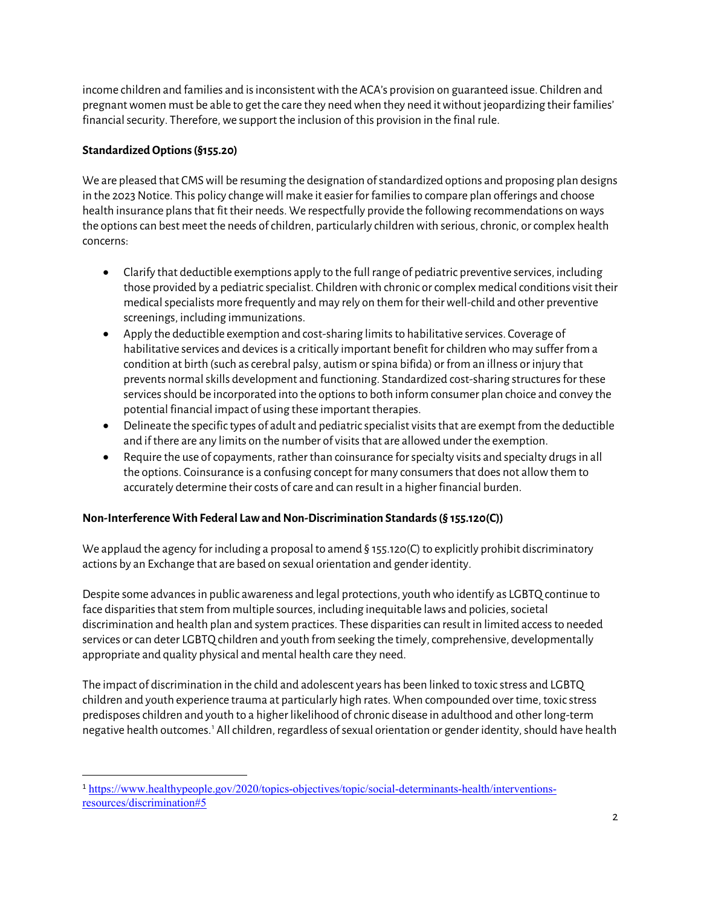income children and families and is inconsistent with the ACA's provision on guaranteed issue. Children and pregnant women must be able to get the care they need when they need it without jeopardizing their families' financial security. Therefore, we support the inclusion of this provision in the final rule.

**Standardized Options (§155.20)**

We are pleased that CMS will be resuming the designation of standardized options and proposing plan designs in the 2023 Notice. This policy change will make it easier for families to compare plan offerings and choose health insurance plans that fit their needs. We respectfully provide the following recommendations on ways the options can best meet the needs of children, particularly children with serious, chronic, or complex health concerns:

- Clarify that deductible exemptions apply to the full range of pediatric preventive services, including those provided by a pediatric specialist. Children with chronic or complex medical conditions visit their medical specialists more frequently and may rely on them for their well-child and other preventive screenings, including immunizations.
- Apply the deductible exemption and cost-sharing limits to habilitative services. Coverage of habilitative services and devices is a critically important benefit for children who may suffer from a condition at birth (such as cerebral palsy, autism or spina bifida) or from an illness or injury that prevents normal skills development and functioning. Standardized cost-sharing structures for these services should be incorporated into the options to both inform consumer plan choice and convey the potential financial impact of using these important therapies.
- Delineate the specific types of adult and pediatric specialist visits that are exempt from the deductible and if there are any limits on the number of visits that are allowed under the exemption.
- Require the use of copayments, rather than coinsurance for specialty visits and specialty drugs in all the options. Coinsurance is a confusing concept for many consumers that does not allow them to accurately determine their costs of care and can result in a higher financial burden.

**Non-Interference With Federal Law and Non-Discrimination Standards (§ 155.120(C))**

We applaud the agency for including a proposal to amend § 155.120(C) to explicitly prohibit discriminatory actions by an Exchange that are based on sexual orientation and gender identity.

Despite some advances in public awareness and legal protections, youth who identify as LGBTQ continue to face disparities that stem from multiple sources, including inequitable laws and policies, societal discrimination and health plan and system practices. These disparities can result in limited access to needed services or can deter LGBTQ children and youth from seeking the timely, comprehensive, developmentally appropriate and quality physical and mental health care they need.

The impact of discrimination in the child and adolescent years has been linked to toxic stress and LGBTQ children and youth experience trauma at particularly high rates. When compounded over time, toxic stress predisposes children and youth to a higher likelihood of chronic disease in adulthood and other long-term negative health outcomes.[1] All children, regardless of sexual orientation or gender identity, should have health

---

[1] https://www.healthypeople.gov/2020/topics-objectives/topic/social-determinants-health/interventions-resources/discrimination#5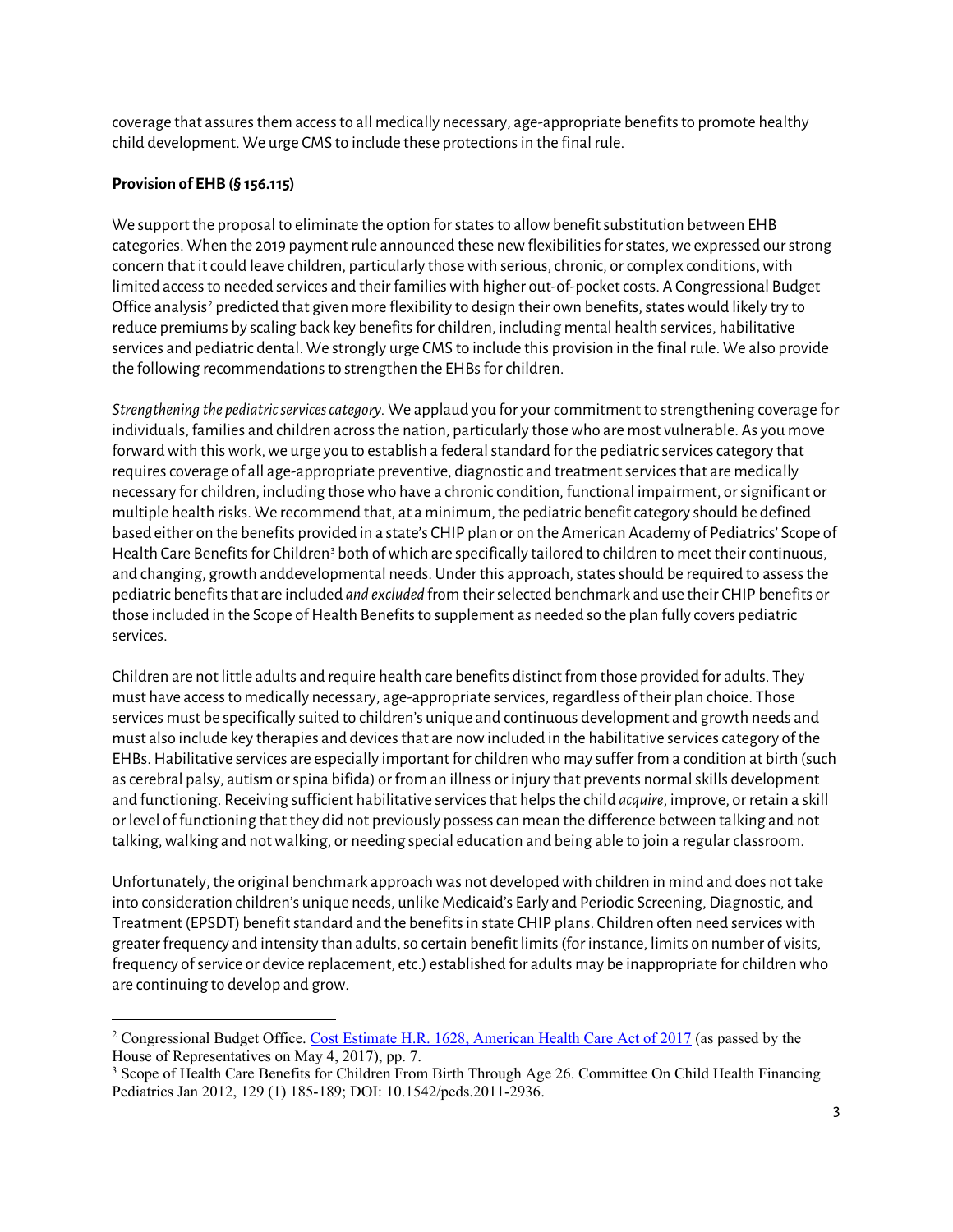coverage that assures them access to all medically necessary, age-appropriate benefits to promote healthy child development. We urge CMS to include these protections in the final rule.

**Provision of EHB (§ 156.115)**

We support the proposal to eliminate the option for states to allow benefit substitution between EHB categories. When the 2019 payment rule announced these new flexibilities for states, we expressed our strong concern that it could leave children, particularly those with serious, chronic, or complex conditions, with limited access to needed services and their families with higher out-of-pocket costs. A Congressional Budget Office analysis[2] predicted that given more flexibility to design their own benefits, states would likely try to reduce premiums by scaling back key benefits for children, including mental health services, habilitative services and pediatric dental. We strongly urge CMS to include this provision in the final rule. We also provide the following recommendations to strengthen the EHBs for children.

*Strengthening the pediatric services category.* We applaud you for your commitment to strengthening coverage for individuals, families and children across the nation, particularly those who are most vulnerable. As you move forward with this work, we urge you to establish a federal standard for the pediatric services category that requires coverage of all age-appropriate preventive, diagnostic and treatment services that are medically necessary for children, including those who have a chronic condition, functional impairment, or significant or multiple health risks. We recommend that, at a minimum, the pediatric benefit category should be defined based either on the benefits provided in a state's CHIP plan or on the American Academy of Pediatrics' Scope of Health Care Benefits for Children[3] both of which are specifically tailored to children to meet their continuous, and changing, growth anddevelopmental needs. Under this approach, states should be required to assess the pediatric benefits that are included *and excluded* from their selected benchmark and use their CHIP benefits or those included in the Scope of Health Benefits to supplement as needed so the plan fully covers pediatric services.

Children are not little adults and require health care benefits distinct from those provided for adults. They must have access to medically necessary, age-appropriate services, regardless of their plan choice. Those services must be specifically suited to children's unique and continuous development and growth needs and must also include key therapies and devices that are now included in the habilitative services category of the EHBs. Habilitative services are especially important for children who may suffer from a condition at birth (such as cerebral palsy, autism or spina bifida) or from an illness or injury that prevents normal skills development and functioning. Receiving sufficient habilitative services that helps the child *acquire*, improve, or retain a skill or level of functioning that they did not previously possess can mean the difference between talking and not talking, walking and not walking, or needing special education and being able to join a regular classroom.

Unfortunately, the original benchmark approach was not developed with children in mind and does not take into consideration children's unique needs, unlike Medicaid's Early and Periodic Screening, Diagnostic, and Treatment (EPSDT) benefit standard and the benefits in state CHIP plans. Children often need services with greater frequency and intensity than adults, so certain benefit limits (for instance, limits on number of visits, frequency of service or device replacement, etc.) established for adults may be inappropriate for children who are continuing to develop and grow.

---

[2] Congressional Budget Office. Cost Estimate H.R. 1628, American Health Care Act of 2017 (as passed by the House of Representatives on May 4, 2017), pp. 7.

[3] Scope of Health Care Benefits for Children From Birth Through Age 26. Committee On Child Health Financing Pediatrics Jan 2012, 129 (1) 185-189; DOI: 10.1542/peds.2011-2936.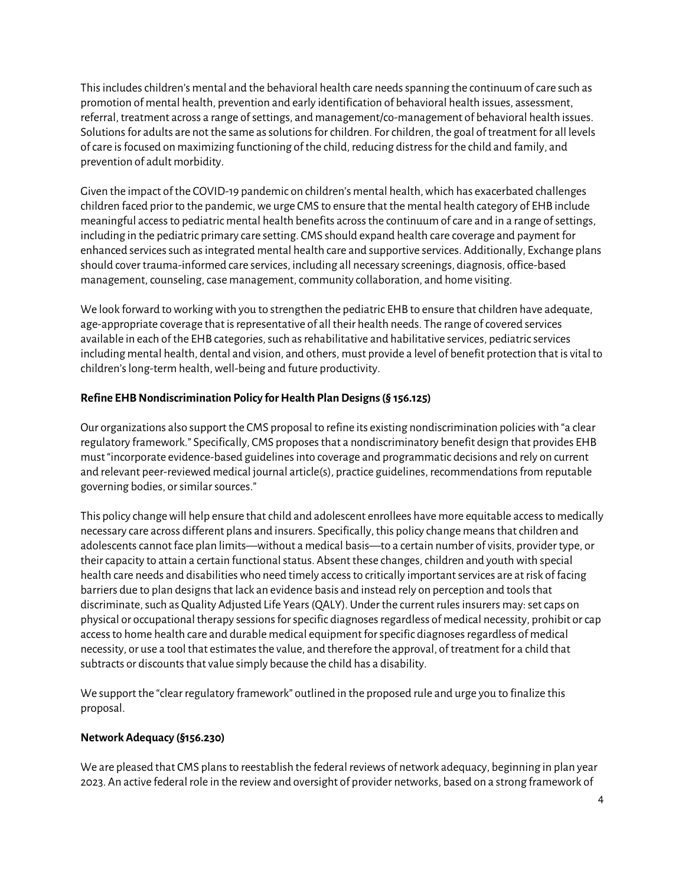This includes children's mental and the behavioral health care needs spanning the continuum of care such as promotion of mental health, prevention and early identification of behavioral health issues, assessment, referral, treatment across a range of settings, and management/co-management of behavioral health issues. Solutions for adults are not the same as solutions for children. For children, the goal of treatment for all levels of care is focused on maximizing functioning of the child, reducing distress for the child and family, and prevention of adult morbidity.

Given the impact of the COVID-19 pandemic on children's mental health, which has exacerbated challenges children faced prior to the pandemic, we urge CMS to ensure that the mental health category of EHB include meaningful access to pediatric mental health benefits across the continuum of care and in a range of settings, including in the pediatric primary care setting. CMS should expand health care coverage and payment for enhanced services such as integrated mental health care and supportive services. Additionally, Exchange plans should cover trauma-informed care services, including all necessary screenings, diagnosis, office-based management, counseling, case management, community collaboration, and home visiting.

We look forward to working with you to strengthen the pediatric EHB to ensure that children have adequate, age-appropriate coverage that is representative of all their health needs. The range of covered services available in each of the EHB categories, such as rehabilitative and habilitative services, pediatric services including mental health, dental and vision, and others, must provide a level of benefit protection that is vital to children's long-term health, well-being and future productivity.

**Refine EHB Nondiscrimination Policy for Health Plan Designs (§ 156.125)**

Our organizations also support the CMS proposal to refine its existing nondiscrimination policies with "a clear regulatory framework." Specifically, CMS proposes that a nondiscriminatory benefit design that provides EHB must "incorporate evidence-based guidelines into coverage and programmatic decisions and rely on current and relevant peer-reviewed medical journal article(s), practice guidelines, recommendations from reputable governing bodies, or similar sources."

This policy change will help ensure that child and adolescent enrollees have more equitable access to medically necessary care across different plans and insurers. Specifically, this policy change means that children and adolescents cannot face plan limits—without a medical basis—to a certain number of visits, provider type, or their capacity to attain a certain functional status. Absent these changes, children and youth with special health care needs and disabilities who need timely access to critically important services are at risk of facing barriers due to plan designs that lack an evidence basis and instead rely on perception and tools that discriminate, such as Quality Adjusted Life Years (QALY). Under the current rules insurers may: set caps on physical or occupational therapy sessions for specific diagnoses regardless of medical necessity, prohibit or cap access to home health care and durable medical equipment for specific diagnoses regardless of medical necessity, or use a tool that estimates the value, and therefore the approval, of treatment for a child that subtracts or discounts that value simply because the child has a disability.

We support the "clear regulatory framework" outlined in the proposed rule and urge you to finalize this proposal.

**Network Adequacy (§156.230)**

We are pleased that CMS plans to reestablish the federal reviews of network adequacy, beginning in plan year 2023. An active federal role in the review and oversight of provider networks, based on a strong framework of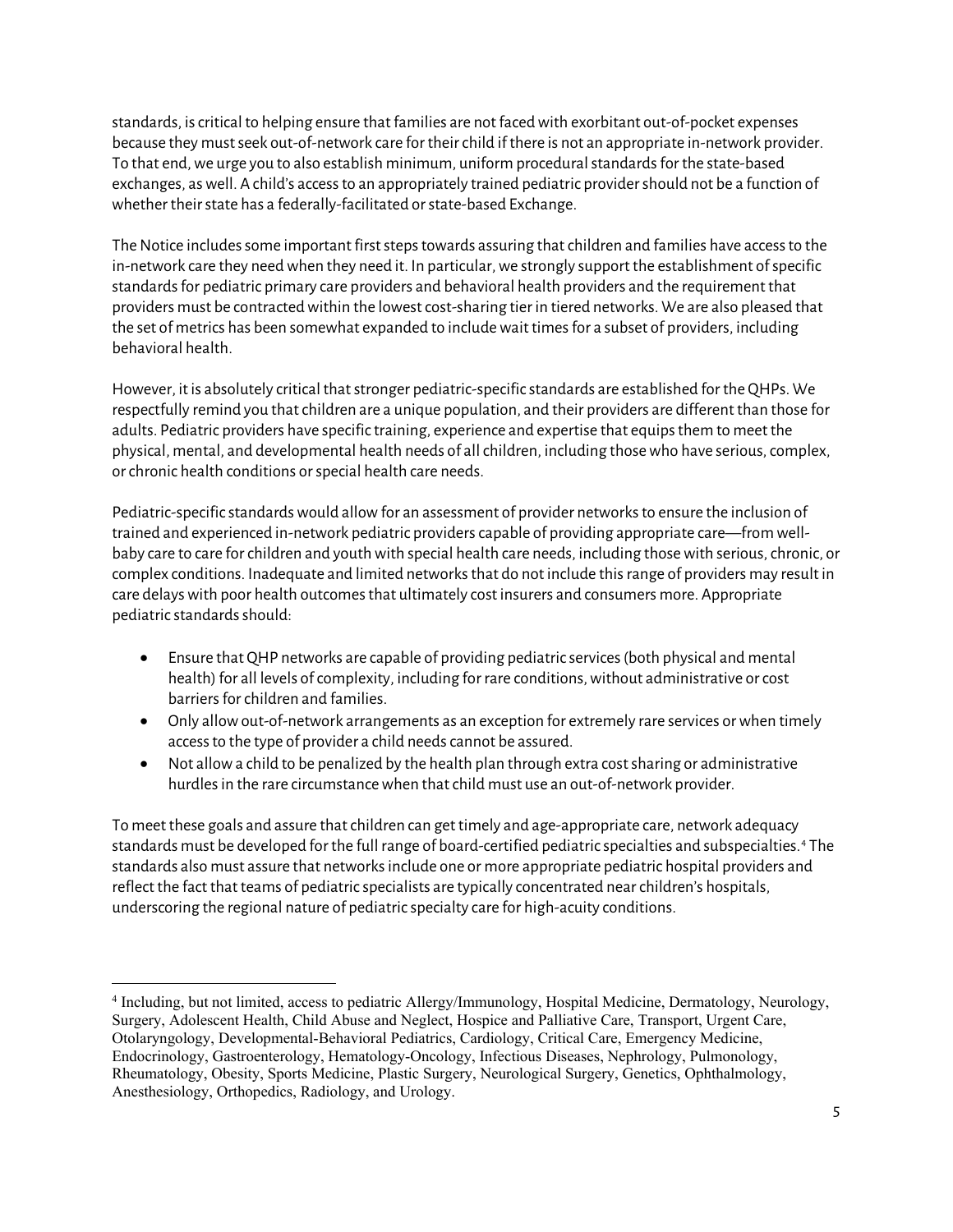standards, is critical to helping ensure that families are not faced with exorbitant out-of-pocket expenses because they must seek out-of-network care for their child if there is not an appropriate in-network provider. To that end, we urge you to also establish minimum, uniform procedural standards for the state-based exchanges, as well. A child's access to an appropriately trained pediatric provider should not be a function of whether their state has a federally-facilitated or state-based Exchange.

The Notice includes some important first steps towards assuring that children and families have access to the in-network care they need when they need it. In particular, we strongly support the establishment of specific standards for pediatric primary care providers and behavioral health providers and the requirement that providers must be contracted within the lowest cost-sharing tier in tiered networks. We are also pleased that the set of metrics has been somewhat expanded to include wait times for a subset of providers, including behavioral health.

However, it is absolutely critical that stronger pediatric-specific standards are established for the QHPs. We respectfully remind you that children are a unique population, and their providers are different than those for adults. Pediatric providers have specific training, experience and expertise that equips them to meet the physical, mental, and developmental health needs of all children, including those who have serious, complex, or chronic health conditions or special health care needs.

Pediatric-specific standards would allow for an assessment of provider networks to ensure the inclusion of trained and experienced in-network pediatric providers capable of providing appropriate care—from well-baby care to care for children and youth with special health care needs, including those with serious, chronic, or complex conditions. Inadequate and limited networks that do not include this range of providers may result in care delays with poor health outcomes that ultimately cost insurers and consumers more. Appropriate pediatric standards should:

- Ensure that QHP networks are capable of providing pediatric services (both physical and mental health) for all levels of complexity, including for rare conditions, without administrative or cost barriers for children and families.
- Only allow out-of-network arrangements as an exception for extremely rare services or when timely access to the type of provider a child needs cannot be assured.
- Not allow a child to be penalized by the health plan through extra cost sharing or administrative hurdles in the rare circumstance when that child must use an out-of-network provider.

To meet these goals and assure that children can get timely and age-appropriate care, network adequacy standards must be developed for the full range of board-certified pediatric specialties and subspecialties.[4] The standards also must assure that networks include one or more appropriate pediatric hospital providers and reflect the fact that teams of pediatric specialists are typically concentrated near children's hospitals, underscoring the regional nature of pediatric specialty care for high-acuity conditions.

[4] Including, but not limited, access to pediatric Allergy/Immunology, Hospital Medicine, Dermatology, Neurology, Surgery, Adolescent Health, Child Abuse and Neglect, Hospice and Palliative Care, Transport, Urgent Care, Otolaryngology, Developmental-Behavioral Pediatrics, Cardiology, Critical Care, Emergency Medicine, Endocrinology, Gastroenterology, Hematology-Oncology, Infectious Diseases, Nephrology, Pulmonology, Rheumatology, Obesity, Sports Medicine, Plastic Surgery, Neurological Surgery, Genetics, Ophthalmology, Anesthesiology, Orthopedics, Radiology, and Urology.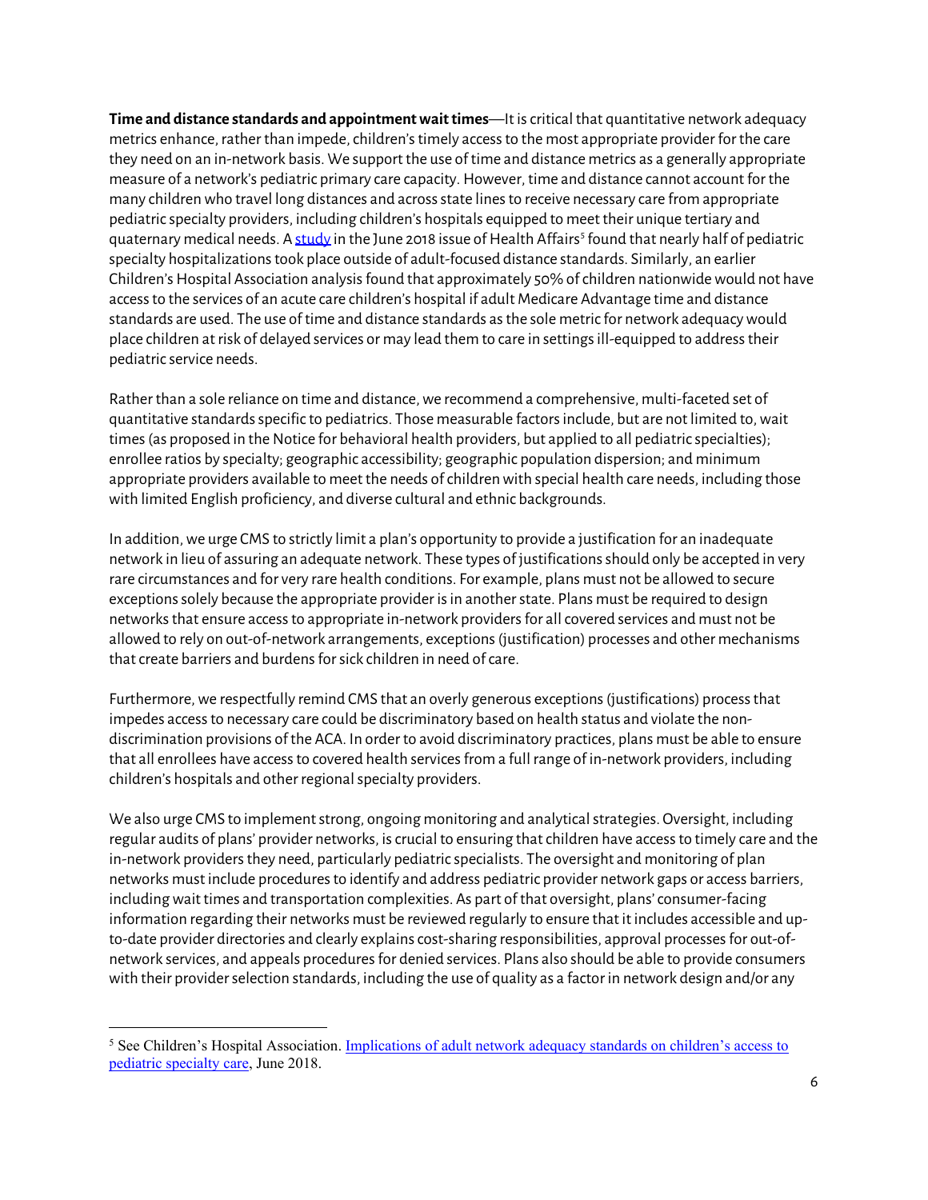**Time and distance standards and appointment wait times**—It is critical that quantitative network adequacy metrics enhance, rather than impede, children's timely access to the most appropriate provider for the care they need on an in-network basis. We support the use of time and distance metrics as a generally appropriate measure of a network's pediatric primary care capacity. However, time and distance cannot account for the many children who travel long distances and across state lines to receive necessary care from appropriate pediatric specialty providers, including children's hospitals equipped to meet their unique tertiary and quaternary medical needs. A study in the June 2018 issue of Health Affairs[5] found that nearly half of pediatric specialty hospitalizations took place outside of adult-focused distance standards. Similarly, an earlier Children's Hospital Association analysis found that approximately 50% of children nationwide would not have access to the services of an acute care children's hospital if adult Medicare Advantage time and distance standards are used. The use of time and distance standards as the sole metric for network adequacy would place children at risk of delayed services or may lead them to care in settings ill-equipped to address their pediatric service needs.

Rather than a sole reliance on time and distance, we recommend a comprehensive, multi-faceted set of quantitative standards specific to pediatrics. Those measurable factors include, but are not limited to, wait times (as proposed in the Notice for behavioral health providers, but applied to all pediatric specialties); enrollee ratios by specialty; geographic accessibility; geographic population dispersion; and minimum appropriate providers available to meet the needs of children with special health care needs, including those with limited English proficiency, and diverse cultural and ethnic backgrounds.

In addition, we urge CMS to strictly limit a plan's opportunity to provide a justification for an inadequate network in lieu of assuring an adequate network. These types of justifications should only be accepted in very rare circumstances and for very rare health conditions. For example, plans must not be allowed to secure exceptions solely because the appropriate provider is in another state. Plans must be required to design networks that ensure access to appropriate in-network providers for all covered services and must not be allowed to rely on out-of-network arrangements, exceptions (justification) processes and other mechanisms that create barriers and burdens for sick children in need of care.

Furthermore, we respectfully remind CMS that an overly generous exceptions (justifications) process that impedes access to necessary care could be discriminatory based on health status and violate the non-discrimination provisions of the ACA. In order to avoid discriminatory practices, plans must be able to ensure that all enrollees have access to covered health services from a full range of in-network providers, including children's hospitals and other regional specialty providers.

We also urge CMS to implement strong, ongoing monitoring and analytical strategies. Oversight, including regular audits of plans' provider networks, is crucial to ensuring that children have access to timely care and the in-network providers they need, particularly pediatric specialists. The oversight and monitoring of plan networks must include procedures to identify and address pediatric provider network gaps or access barriers, including wait times and transportation complexities. As part of that oversight, plans' consumer-facing information regarding their networks must be reviewed regularly to ensure that it includes accessible and up-to-date provider directories and clearly explains cost-sharing responsibilities, approval processes for out-of-network services, and appeals procedures for denied services. Plans also should be able to provide consumers with their provider selection standards, including the use of quality as a factor in network design and/or any

---

[5] See Children's Hospital Association. Implications of adult network adequacy standards on children's access to pediatric specialty care, June 2018.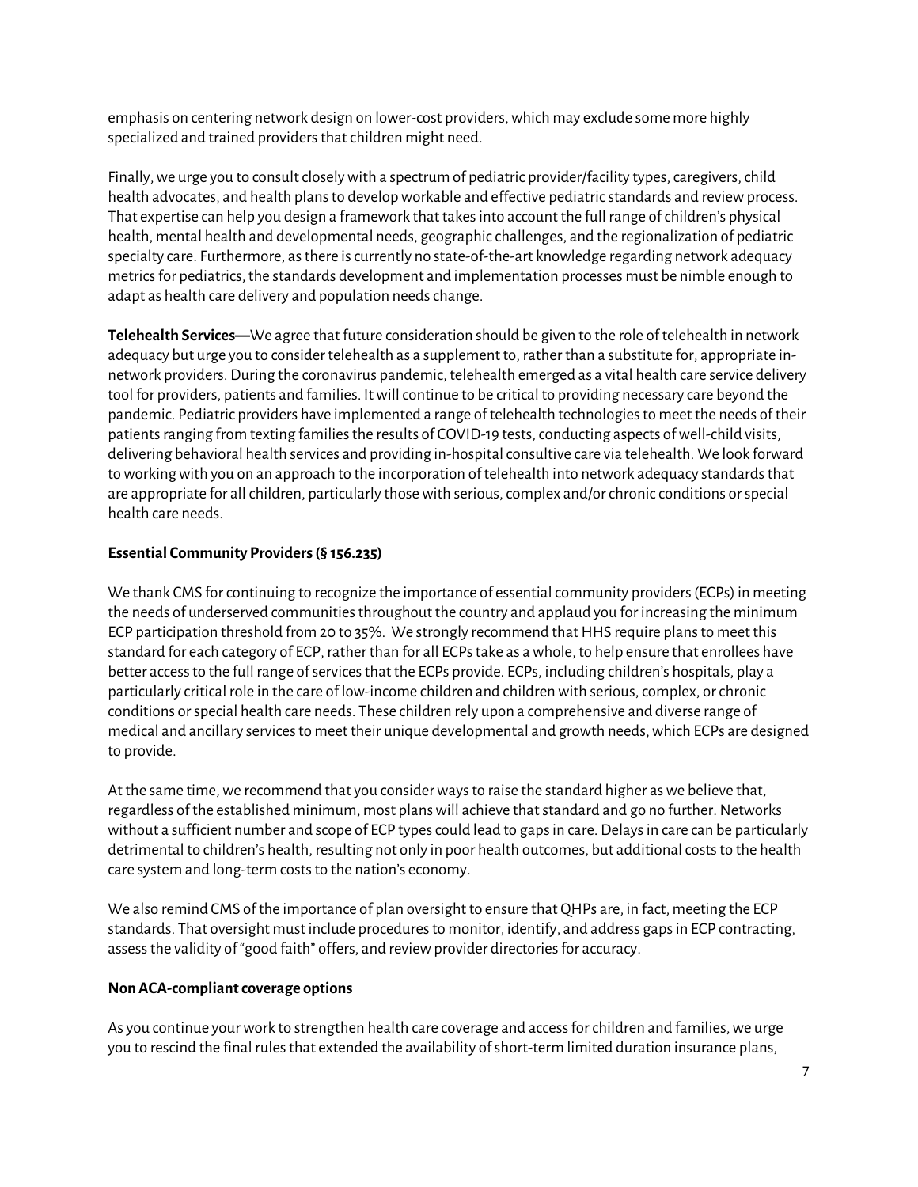emphasis on centering network design on lower-cost providers, which may exclude some more highly specialized and trained providers that children might need.

Finally, we urge you to consult closely with a spectrum of pediatric provider/facility types, caregivers, child health advocates, and health plans to develop workable and effective pediatric standards and review process. That expertise can help you design a framework that takes into account the full range of children's physical health, mental health and developmental needs, geographic challenges, and the regionalization of pediatric specialty care. Furthermore, as there is currently no state-of-the-art knowledge regarding network adequacy metrics for pediatrics, the standards development and implementation processes must be nimble enough to adapt as health care delivery and population needs change.

**Telehealth Services—**We agree that future consideration should be given to the role of telehealth in network adequacy but urge you to consider telehealth as a supplement to, rather than a substitute for, appropriate in-network providers. During the coronavirus pandemic, telehealth emerged as a vital health care service delivery tool for providers, patients and families. It will continue to be critical to providing necessary care beyond the pandemic. Pediatric providers have implemented a range of telehealth technologies to meet the needs of their patients ranging from texting families the results of COVID-19 tests, conducting aspects of well-child visits, delivering behavioral health services and providing in-hospital consultive care via telehealth. We look forward to working with you on an approach to the incorporation of telehealth into network adequacy standards that are appropriate for all children, particularly those with serious, complex and/or chronic conditions or special health care needs.

**Essential Community Providers (§ 156.235)**

We thank CMS for continuing to recognize the importance of essential community providers (ECPs) in meeting the needs of underserved communities throughout the country and applaud you for increasing the minimum ECP participation threshold from 20 to 35%. We strongly recommend that HHS require plans to meet this standard for each category of ECP, rather than for all ECPs take as a whole, to help ensure that enrollees have better access to the full range of services that the ECPs provide. ECPs, including children's hospitals, play a particularly critical role in the care of low-income children and children with serious, complex, or chronic conditions or special health care needs. These children rely upon a comprehensive and diverse range of medical and ancillary services to meet their unique developmental and growth needs, which ECPs are designed to provide.

At the same time, we recommend that you consider ways to raise the standard higher as we believe that, regardless of the established minimum, most plans will achieve that standard and go no further. Networks without a sufficient number and scope of ECP types could lead to gaps in care. Delays in care can be particularly detrimental to children's health, resulting not only in poor health outcomes, but additional costs to the health care system and long-term costs to the nation's economy.

We also remind CMS of the importance of plan oversight to ensure that QHPs are, in fact, meeting the ECP standards. That oversight must include procedures to monitor, identify, and address gaps in ECP contracting, assess the validity of "good faith" offers, and review provider directories for accuracy.

**Non ACA-compliant coverage options**

As you continue your work to strengthen health care coverage and access for children and families, we urge you to rescind the final rules that extended the availability of short-term limited duration insurance plans,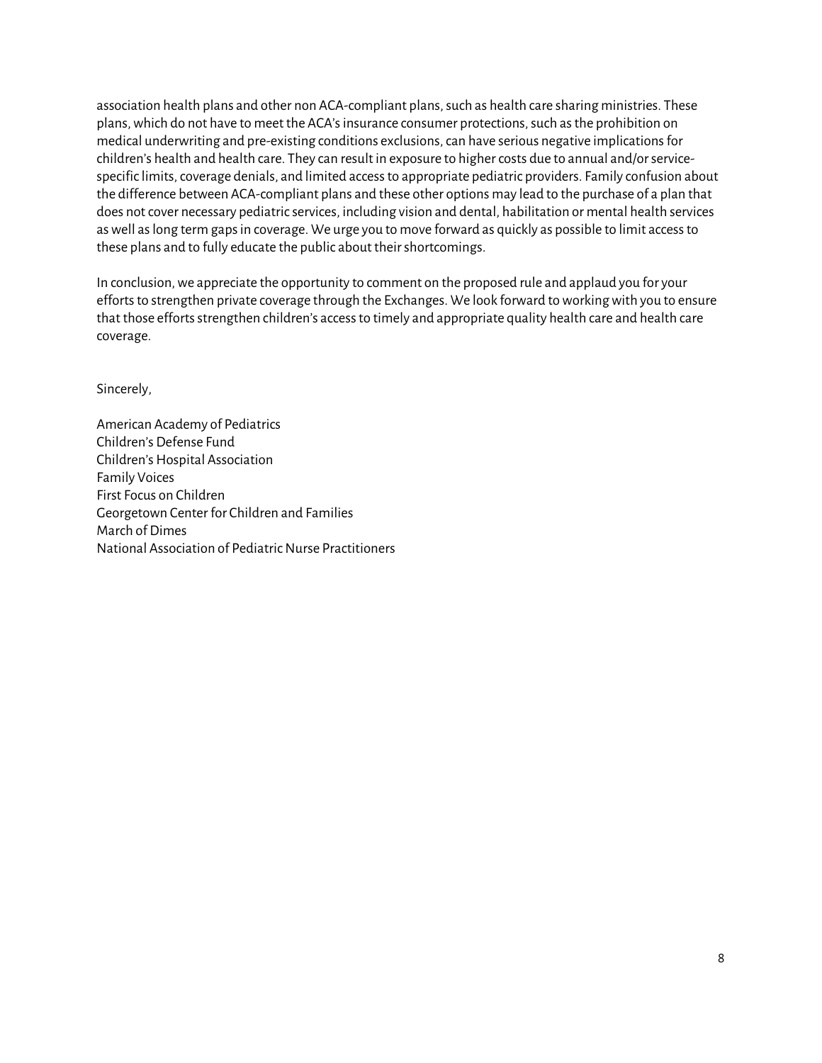association health plans and other non ACA-compliant plans, such as health care sharing ministries. These plans, which do not have to meet the ACA's insurance consumer protections, such as the prohibition on medical underwriting and pre-existing conditions exclusions, can have serious negative implications for children's health and health care. They can result in exposure to higher costs due to annual and/or service-specific limits, coverage denials, and limited access to appropriate pediatric providers. Family confusion about the difference between ACA-compliant plans and these other options may lead to the purchase of a plan that does not cover necessary pediatric services, including vision and dental, habilitation or mental health services as well as long term gaps in coverage. We urge you to move forward as quickly as possible to limit access to these plans and to fully educate the public about their shortcomings.

In conclusion, we appreciate the opportunity to comment on the proposed rule and applaud you for your efforts to strengthen private coverage through the Exchanges. We look forward to working with you to ensure that those efforts strengthen children's access to timely and appropriate quality health care and health care coverage.

Sincerely,

American Academy of Pediatrics
Children's Defense Fund
Children's Hospital Association
Family Voices
First Focus on Children
Georgetown Center for Children and Families
March of Dimes
National Association of Pediatric Nurse Practitioners